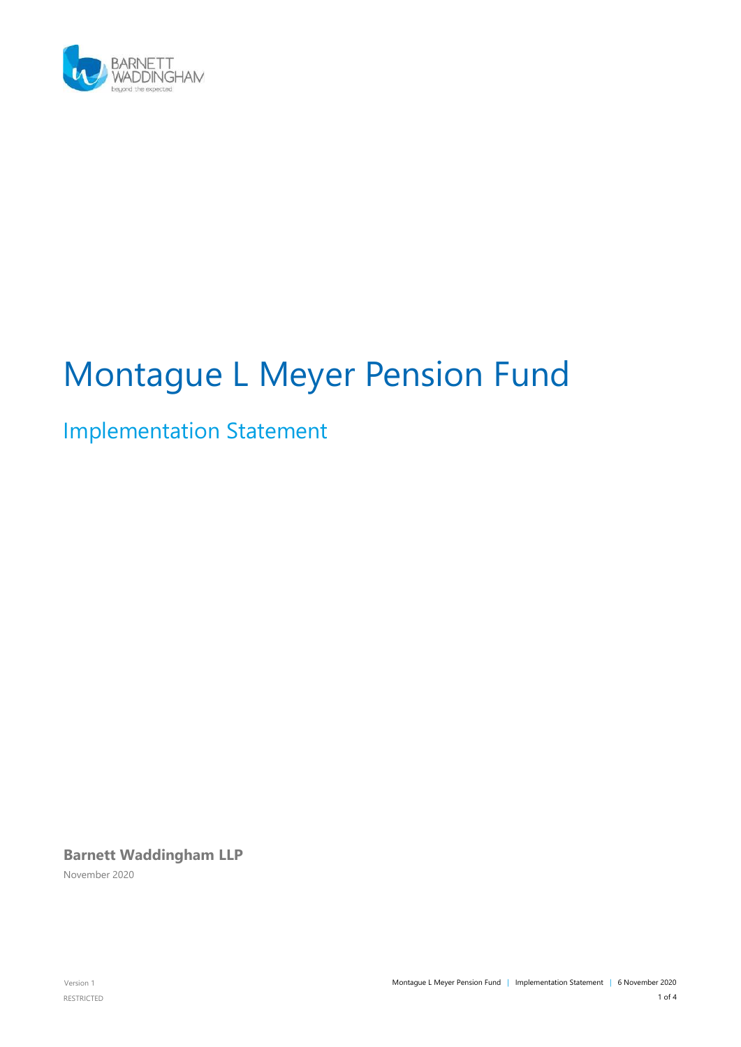# Montague L Meyer Pension Fund

## Implementation Statement

**Barnett Waddingham LLP**

November 2020

Version 1

RESTRICTED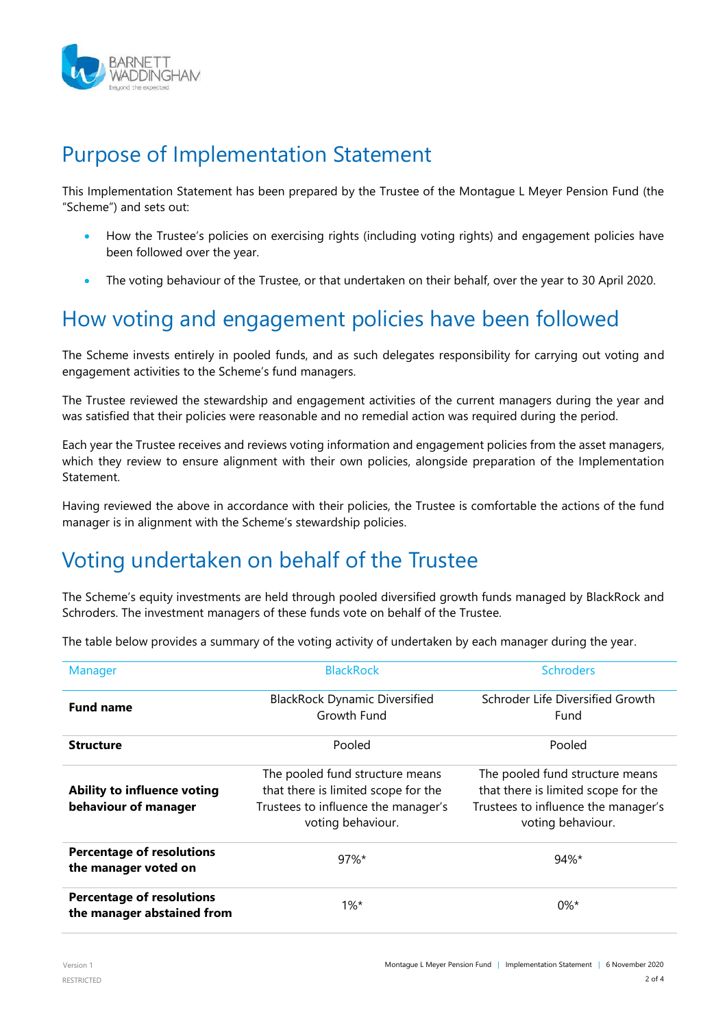# Purpose of Implementation Statement

This Implementation Statement has been prepared by the Trustee of the Montague L Meyer Pension Fund (the "Scheme") and sets out:

- How the Trustee's policies on exercising rights (including voting rights) and engagement policies have been followed over the year.
- The voting behaviour of the Trustee, or that undertaken on their behalf, over the year to 30 April 2020.

# How voting and engagement policies have been followed

The Scheme invests entirely in pooled funds, and as such delegates responsibility for carrying out voting and engagement activities to the Scheme's fund managers.

The Trustee reviewed the stewardship and engagement activities of the current managers during the year and was satisfied that their policies were reasonable and no remedial action was required during the period.

Each year the Trustee receives and reviews voting information and engagement policies from the asset managers, which they review to ensure alignment with their own policies, alongside preparation of the Implementation Statement.

Having reviewed the above in accordance with their policies, the Trustee is comfortable the actions of the fund manager is in alignment with the Scheme's stewardship policies.

# Voting undertaken on behalf of the Trustee

The Scheme's equity investments are held through pooled diversified growth funds managed by BlackRock and Schroders. The investment managers of these funds vote on behalf of the Trustee.

The table below provides a summary of the voting activity of undertaken by each manager during the year.

| Manager | BlackRock | Schroders |
|---|---|---|
| **Fund name** | BlackRock Dynamic Diversified Growth Fund | Schroder Life Diversified Growth Fund |
| **Structure** | Pooled | Pooled |
| **Ability to influence voting behaviour of manager** | The pooled fund structure means that there is limited scope for the Trustees to influence the manager's voting behaviour. | The pooled fund structure means that there is limited scope for the Trustees to influence the manager's voting behaviour. |
| **Percentage of resolutions the manager voted on** | 97%* | 94%* |
| **Percentage of resolutions the manager abstained from** | 1%* | 0%* |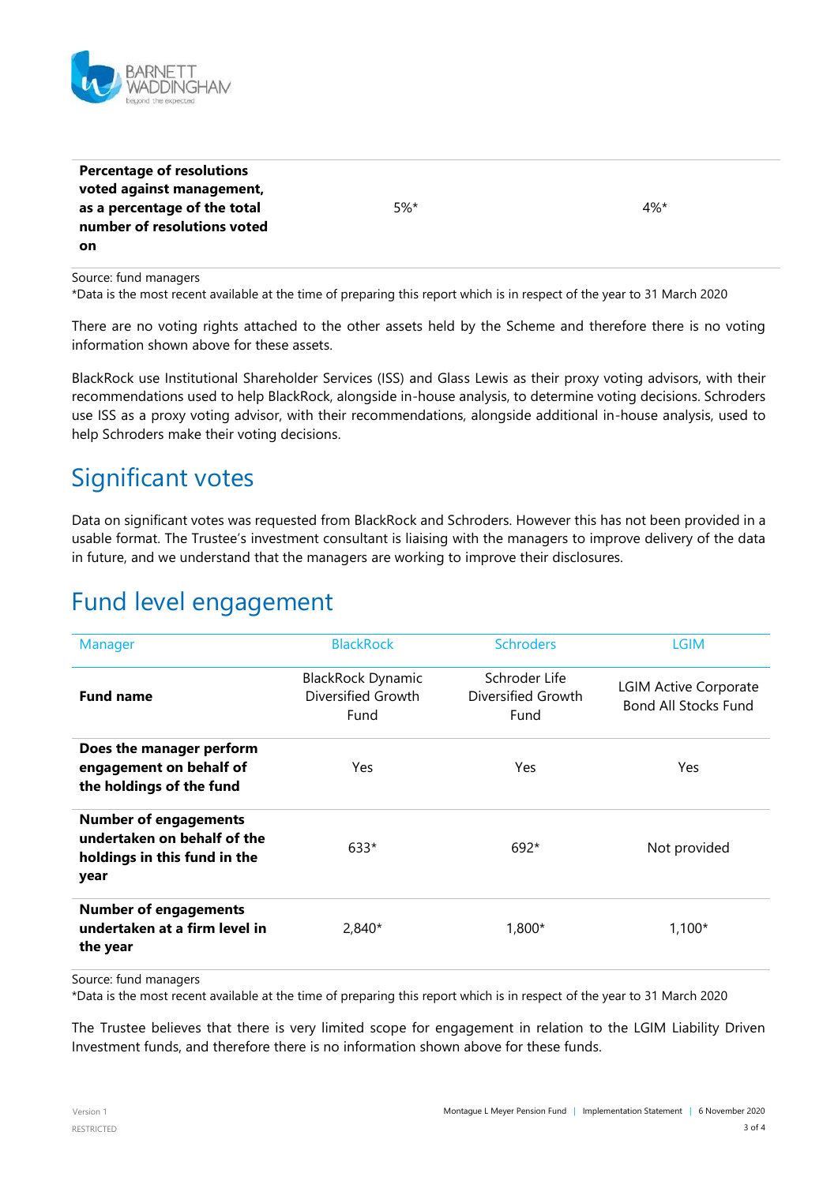| | | |
|---|---|---|
| **Percentage of resolutions voted against management, as a percentage of the total number of resolutions voted on** | 5%* | 4%* |

Source: fund managers
*Data is the most recent available at the time of preparing this report which is in respect of the year to 31 March 2020

There are no voting rights attached to the other assets held by the Scheme and therefore there is no voting information shown above for these assets.

BlackRock use Institutional Shareholder Services (ISS) and Glass Lewis as their proxy voting advisors, with their recommendations used to help BlackRock, alongside in-house analysis, to determine voting decisions. Schroders use ISS as a proxy voting advisor, with their recommendations, alongside additional in-house analysis, used to help Schroders make their voting decisions.

# Significant votes

Data on significant votes was requested from BlackRock and Schroders. However this has not been provided in a usable format. The Trustee's investment consultant is liaising with the managers to improve delivery of the data in future, and we understand that the managers are working to improve their disclosures.

# Fund level engagement

| Manager | BlackRock | Schroders | LGIM |
|---|---|---|---|
| **Fund name** | BlackRock Dynamic Diversified Growth Fund | Schroder Life Diversified Growth Fund | LGIM Active Corporate Bond All Stocks Fund |
| **Does the manager perform engagement on behalf of the holdings of the fund** | Yes | Yes | Yes |
| **Number of engagements undertaken on behalf of the holdings in this fund in the year** | 633* | 692* | Not provided |
| **Number of engagements undertaken at a firm level in the year** | 2,840* | 1,800* | 1,100* |

Source: fund managers
*Data is the most recent available at the time of preparing this report which is in respect of the year to 31 March 2020

The Trustee believes that there is very limited scope for engagement in relation to the LGIM Liability Driven Investment funds, and therefore there is no information shown above for these funds.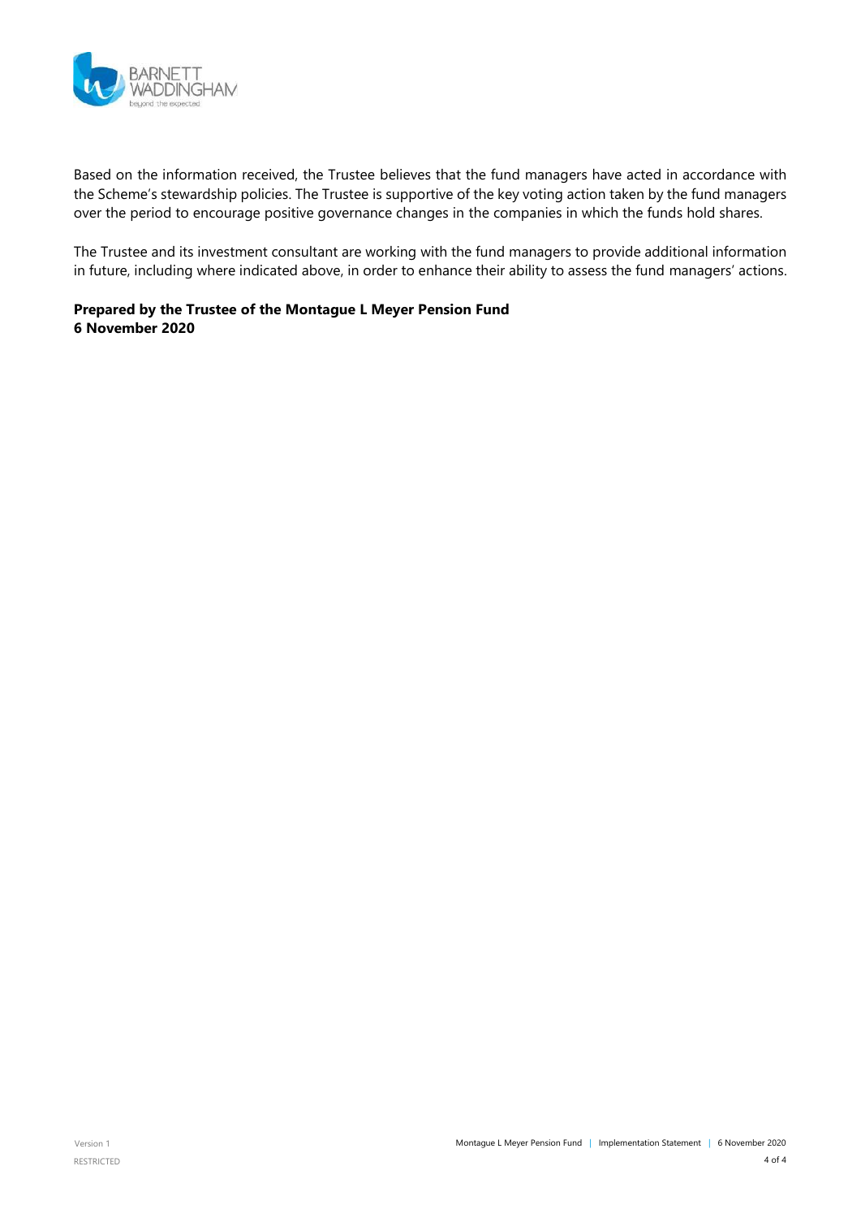Based on the information received, the Trustee believes that the fund managers have acted in accordance with the Scheme's stewardship policies. The Trustee is supportive of the key voting action taken by the fund managers over the period to encourage positive governance changes in the companies in which the funds hold shares.

The Trustee and its investment consultant are working with the fund managers to provide additional information in future, including where indicated above, in order to enhance their ability to assess the fund managers' actions.

**Prepared by the Trustee of the Montague L Meyer Pension Fund**
**6 November 2020**